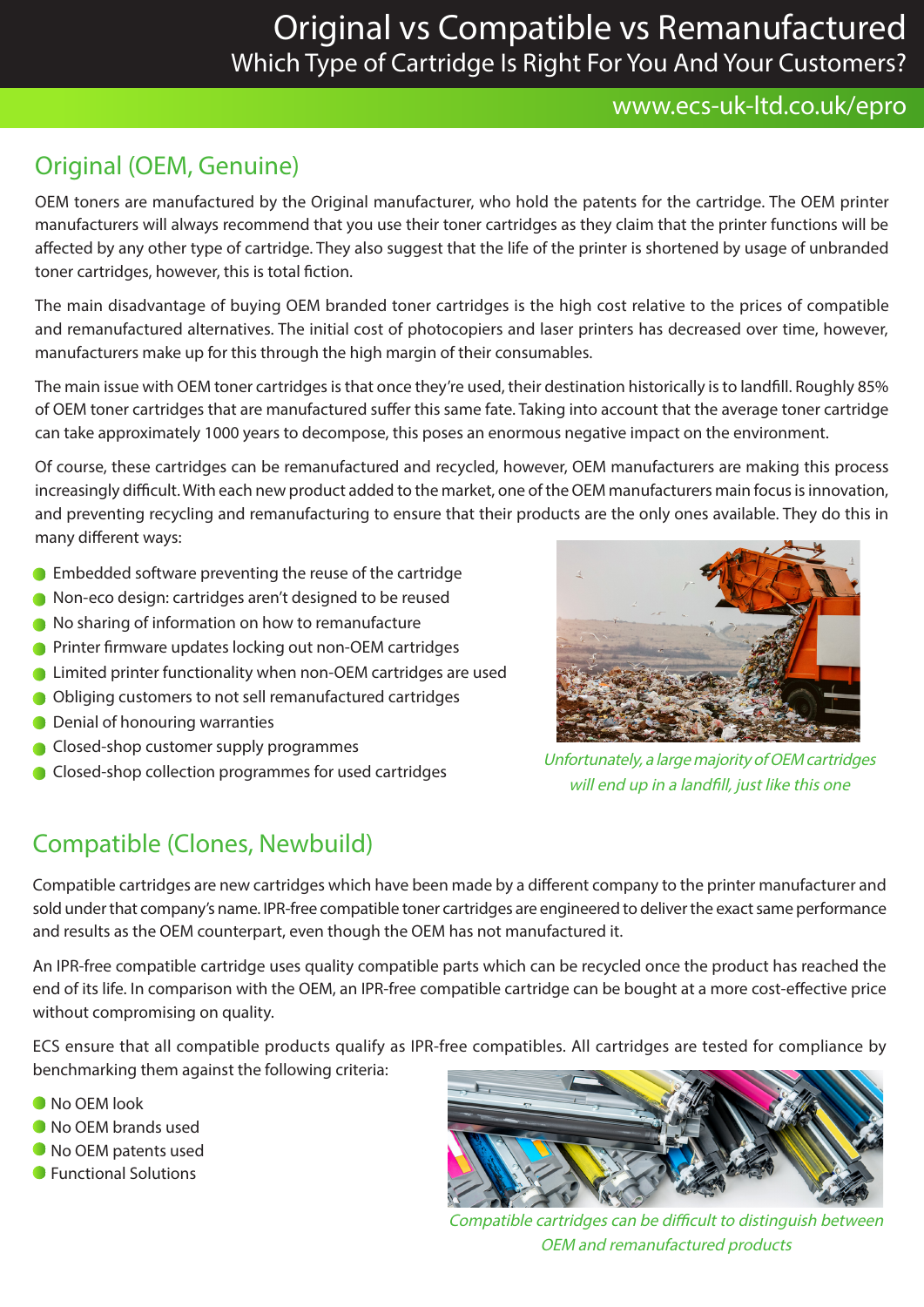# Original vs Compatible vs Remanufactured

Which Type of Cartridge Is Right For You And Your Customers?

www.ecs-uk-ltd.co.uk/epro

## Original (OEM, Genuine)

OEM toners are manufactured by the Original manufacturer, who hold the patents for the cartridge. The OEM printer manufacturers will always recommend that you use their toner cartridges as they claim that the printer functions will be affected by any other type of cartridge. They also suggest that the life of the printer is shortened by usage of unbranded toner cartridges, however, this is total fiction.

The main disadvantage of buying OEM branded toner cartridges is the high cost relative to the prices of compatible and remanufactured alternatives. The initial cost of photocopiers and laser printers has decreased over time, however, manufacturers make up for this through the high margin of their consumables.

The main issue with OEM toner cartridges is that once they're used, their destination historically is to landfill. Roughly 85% of OEM toner cartridges that are manufactured suffer this same fate. Taking into account that the average toner cartridge can take approximately 1000 years to decompose, this poses an enormous negative impact on the environment.

Of course, these cartridges can be remanufactured and recycled, however, OEM manufacturers are making this process increasingly difficult. With each new product added to the market, one of the OEM manufacturers main focus is innovation, and preventing recycling and remanufacturing to ensure that their products are the only ones available. They do this in many different ways:

- Embedded software preventing the reuse of the cartridge
- Non-eco design: cartridges aren't designed to be reused
- No sharing of information on how to remanufacture
- Printer firmware updates locking out non-OEM cartridges
- Limited printer functionality when non-OEM cartridges are used
- Obliging customers to not sell remanufactured cartridges
- Denial of honouring warranties
- Closed-shop customer supply programmes
- Closed-shop collection programmes for used cartridges

*Unfortunately, a large majority of OEM cartridges will end up in a landfill, just like this one*

## Compatible (Clones, Newbuild)

Compatible cartridges are new cartridges which have been made by a different company to the printer manufacturer and sold under that company's name. IPR-free compatible toner cartridges are engineered to deliver the exact same performance and results as the OEM counterpart, even though the OEM has not manufactured it.

An IPR-free compatible cartridge uses quality compatible parts which can be recycled once the product has reached the end of its life. In comparison with the OEM, an IPR-free compatible cartridge can be bought at a more cost-effective price without compromising on quality.

ECS ensure that all compatible products qualify as IPR-free compatibles. All cartridges are tested for compliance by benchmarking them against the following criteria:

- No OEM look
- No OEM brands used
- No OEM patents used
- Functional Solutions

*Compatible cartridges can be difficult to distinguish between OEM and remanufactured products*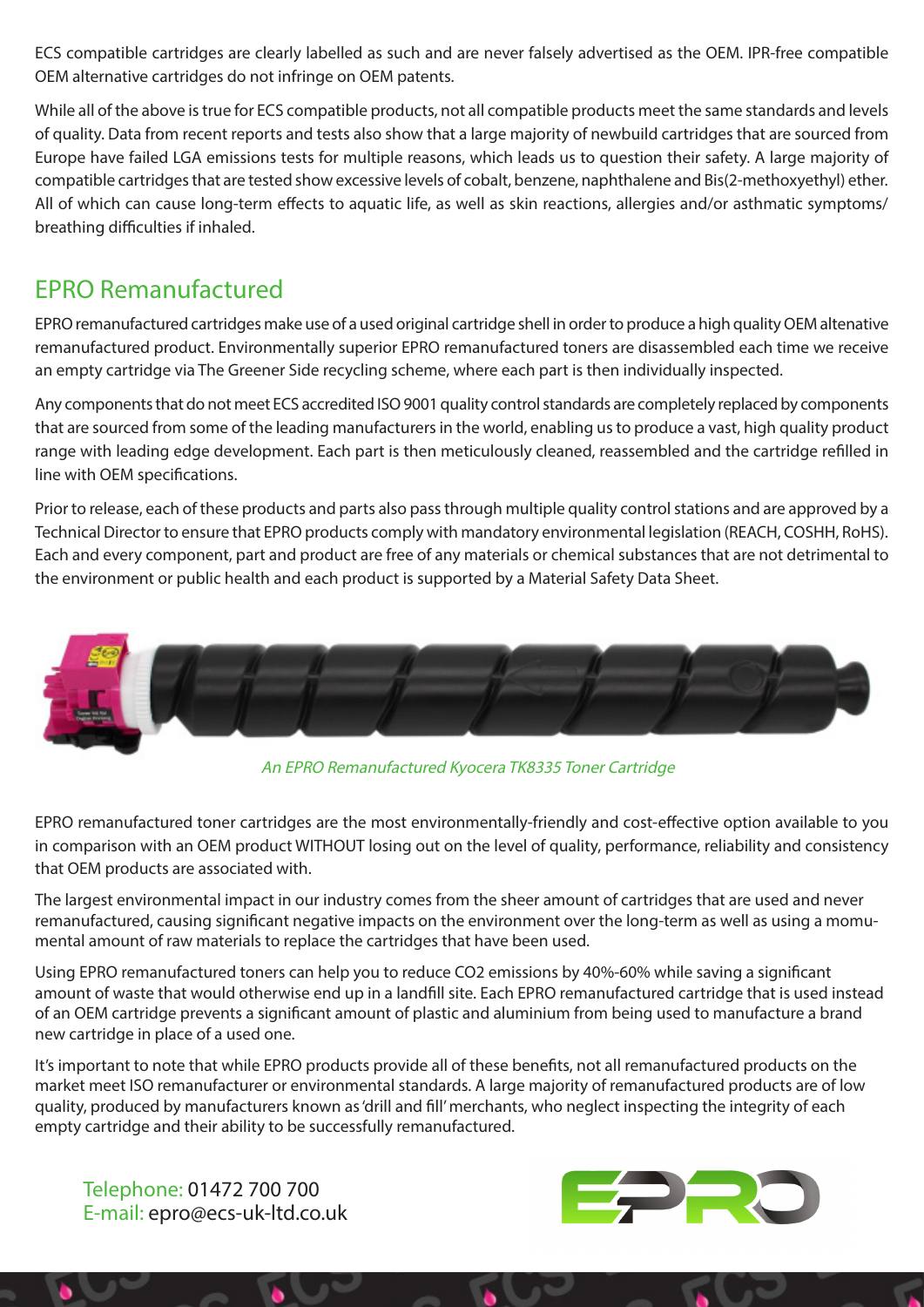ECS compatible cartridges are clearly labelled as such and are never falsely advertised as the OEM. IPR-free compatible OEM alternative cartridges do not infringe on OEM patents.

While all of the above is true for ECS compatible products, not all compatible products meet the same standards and levels of quality. Data from recent reports and tests also show that a large majority of newbuild cartridges that are sourced from Europe have failed LGA emissions tests for multiple reasons, which leads us to question their safety. A large majority of compatible cartridges that are tested show excessive levels of cobalt, benzene, naphthalene and Bis(2-methoxyethyl) ether. All of which can cause long-term effects to aquatic life, as well as skin reactions, allergies and/or asthmatic symptoms/ breathing difficulties if inhaled.

## EPRO Remanufactured

EPRO remanufactured cartridges make use of a used original cartridge shell in order to produce a high quality OEM altenative remanufactured product. Environmentally superior EPRO remanufactured toners are disassembled each time we receive an empty cartridge via The Greener Side recycling scheme, where each part is then individually inspected.

Any components that do not meet ECS accredited ISO 9001 quality control standards are completely replaced by components that are sourced from some of the leading manufacturers in the world, enabling us to produce a vast, high quality product range with leading edge development. Each part is then meticulously cleaned, reassembled and the cartridge refilled in line with OEM specifications.

Prior to release, each of these products and parts also pass through multiple quality control stations and are approved by a Technical Director to ensure that EPRO products comply with mandatory environmental legislation (REACH, COSHH, RoHS). Each and every component, part and product are free of any materials or chemical substances that are not detrimental to the environment or public health and each product is supported by a Material Safety Data Sheet.

*An EPRO Remanufactured Kyocera TK8335 Toner Cartridge*

EPRO remanufactured toner cartridges are the most environmentally-friendly and cost-effective option available to you in comparison with an OEM product WITHOUT losing out on the level of quality, performance, reliability and consistency that OEM products are associated with.

The largest environmental impact in our industry comes from the sheer amount of cartridges that are used and never remanufactured, causing significant negative impacts on the environment over the long-term as well as using a momumental amount of raw materials to replace the cartridges that have been used.

Using EPRO remanufactured toners can help you to reduce CO2 emissions by 40%-60% while saving a significant amount of waste that would otherwise end up in a landfill site. Each EPRO remanufactured cartridge that is used instead of an OEM cartridge prevents a significant amount of plastic and aluminium from being used to manufacture a brand new cartridge in place of a used one.

It's important to note that while EPRO products provide all of these benefits, not all remanufactured products on the market meet ISO remanufacturer or environmental standards. A large majority of remanufactured products are of low quality, produced by manufacturers known as 'drill and fill' merchants, who neglect inspecting the integrity of each empty cartridge and their ability to be successfully remanufactured.

Telephone: 01472 700 700
E-mail: epro@ecs-uk-ltd.co.uk